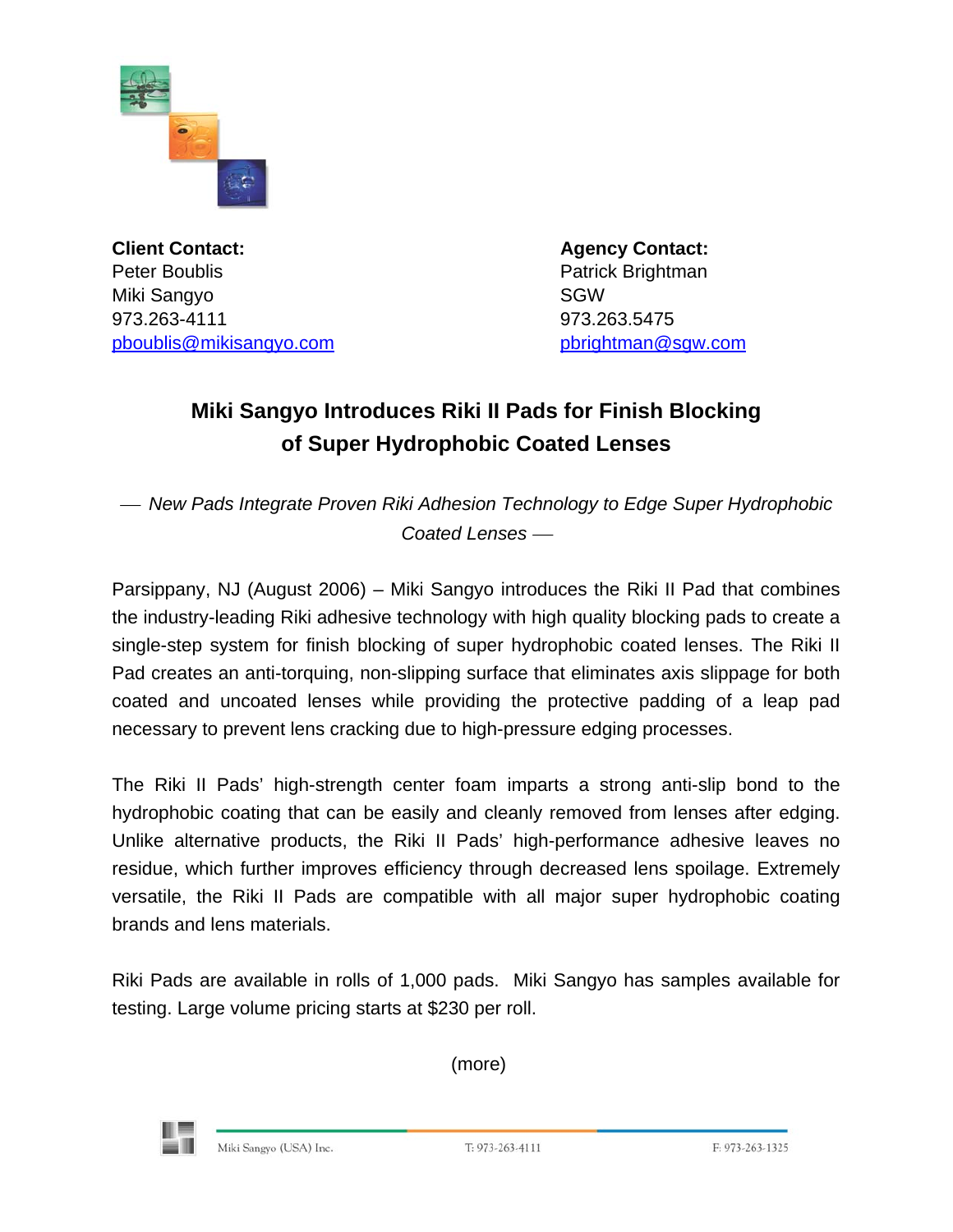**Client Contact:**
Peter Boublis
Miki Sangyo
973.263-4111
pboublis@mikisangyo.com

**Agency Contact:**
Patrick Brightman
SGW
973.263.5475
pbrightman@sgw.com

# Miki Sangyo Introduces Riki II Pads for Finish Blocking of Super Hydrophobic Coated Lenses

*— New Pads Integrate Proven Riki Adhesion Technology to Edge Super Hydrophobic Coated Lenses —*

Parsippany, NJ (August 2006) – Miki Sangyo introduces the Riki II Pad that combines the industry-leading Riki adhesive technology with high quality blocking pads to create a single-step system for finish blocking of super hydrophobic coated lenses. The Riki II Pad creates an anti-torquing, non-slipping surface that eliminates axis slippage for both coated and uncoated lenses while providing the protective padding of a leap pad necessary to prevent lens cracking due to high-pressure edging processes.

The Riki II Pads' high-strength center foam imparts a strong anti-slip bond to the hydrophobic coating that can be easily and cleanly removed from lenses after edging. Unlike alternative products, the Riki II Pads' high-performance adhesive leaves no residue, which further improves efficiency through decreased lens spoilage. Extremely versatile, the Riki II Pads are compatible with all major super hydrophobic coating brands and lens materials.

Riki Pads are available in rolls of 1,000 pads. Miki Sangyo has samples available for testing. Large volume pricing starts at $230 per roll.

(more)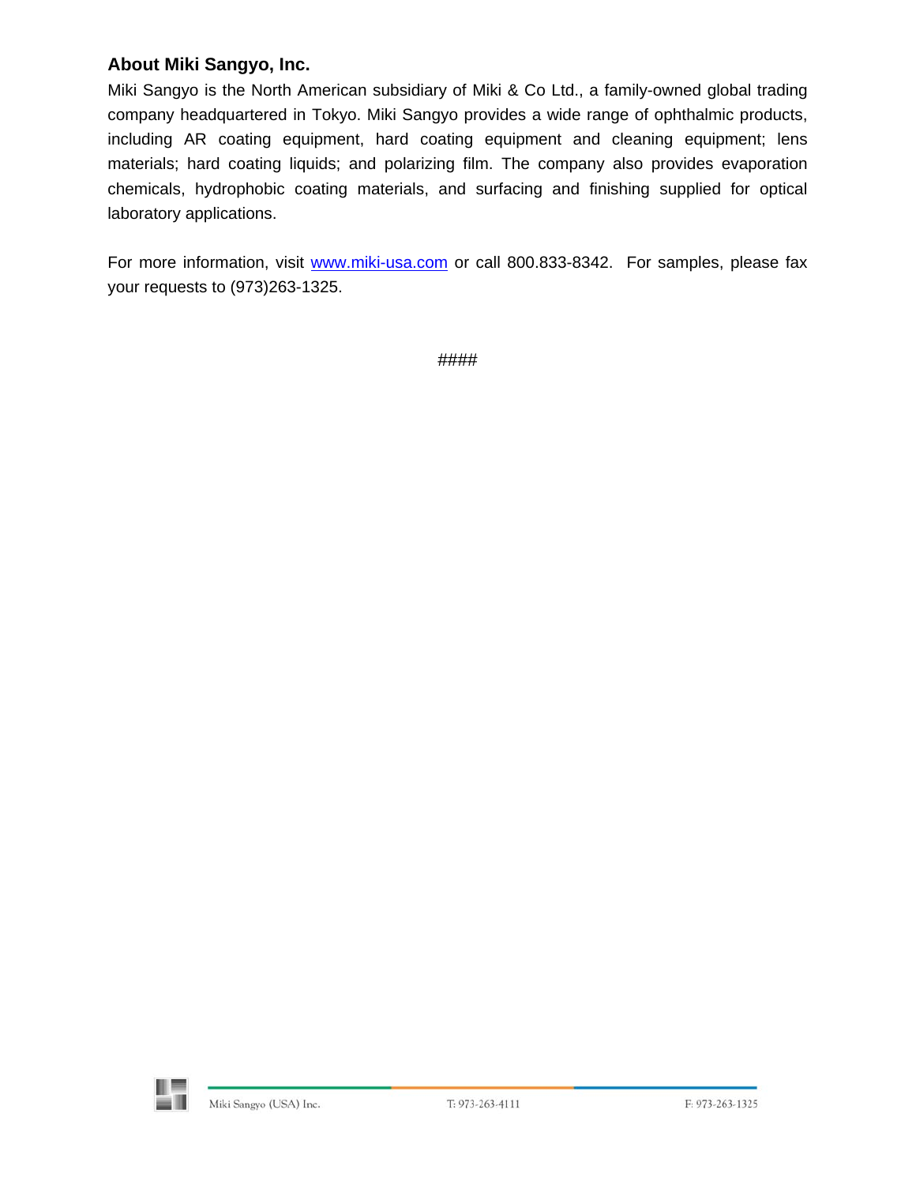## About Miki Sangyo, Inc.

Miki Sangyo is the North American subsidiary of Miki & Co Ltd., a family-owned global trading company headquartered in Tokyo. Miki Sangyo provides a wide range of ophthalmic products, including AR coating equipment, hard coating equipment and cleaning equipment; lens materials; hard coating liquids; and polarizing film. The company also provides evaporation chemicals, hydrophobic coating materials, and surfacing and finishing supplied for optical laboratory applications.

For more information, visit www.miki-usa.com or call 800.833-8342. For samples, please fax your requests to (973)263-1325.

####